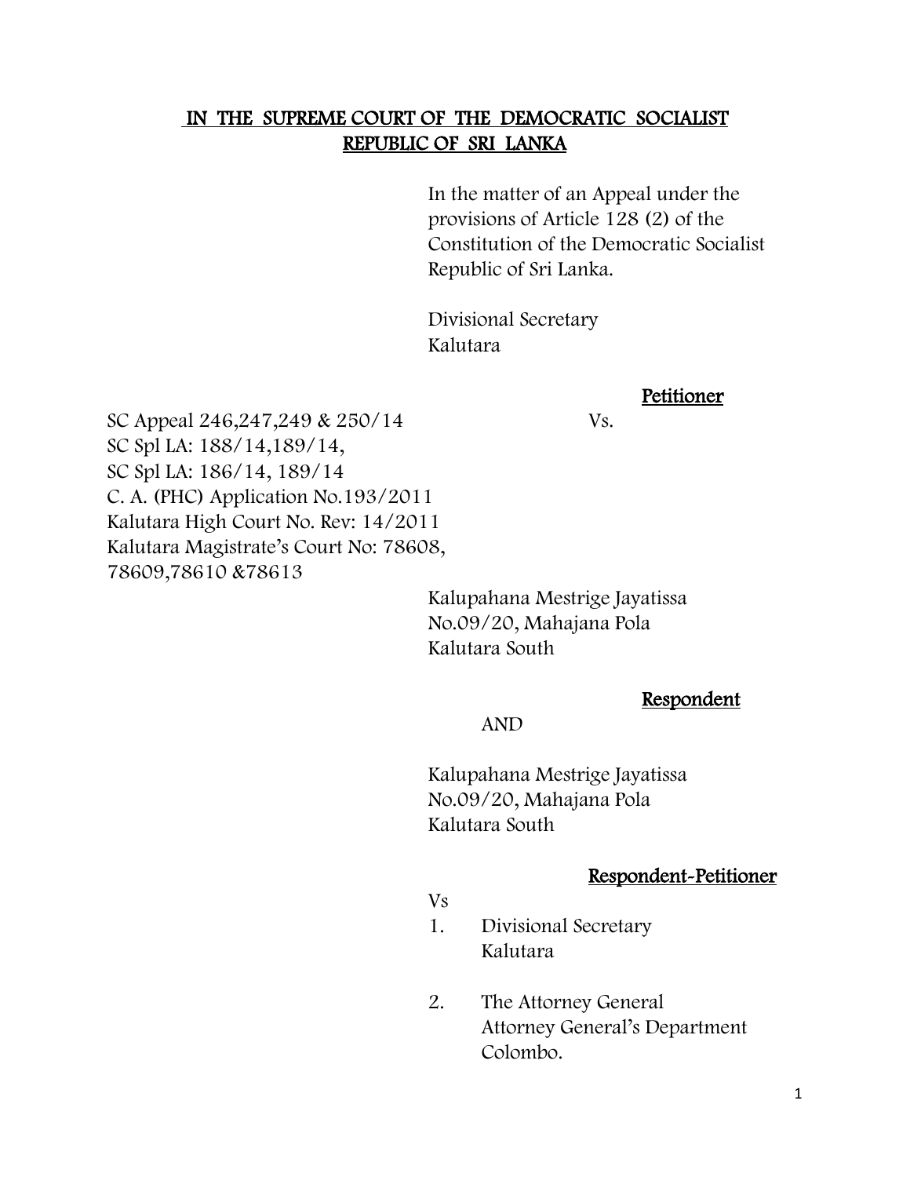**IN THE SUPREME COURT OF THE DEMOCRATIC SOCIALIST REPUBLIC OF SRI LANKA**

In the matter of an Appeal under the provisions of Article 128 (2) of the Constitution of the Democratic Socialist Republic of Sri Lanka.

Divisional Secretary
Kalutara

**Petitioner**

SC Appeal 246,247,249 & 250/14
SC Spl LA: 188/14,189/14,
SC Spl LA: 186/14, 189/14
C. A. (PHC) Application No.193/2011
Kalutara High Court No. Rev: 14/2011
Kalutara Magistrate's Court No: 78608, 78609,78610 &78613

Vs.

Kalupahana Mestrige Jayatissa
No.09/20, Mahajana Pola
Kalutara South

**Respondent**

AND

Kalupahana Mestrige Jayatissa
No.09/20, Mahajana Pola
Kalutara South

**Respondent-Petitioner**

Vs

1. Divisional Secretary
   Kalutara

2. The Attorney General
   Attorney General's Department
   Colombo.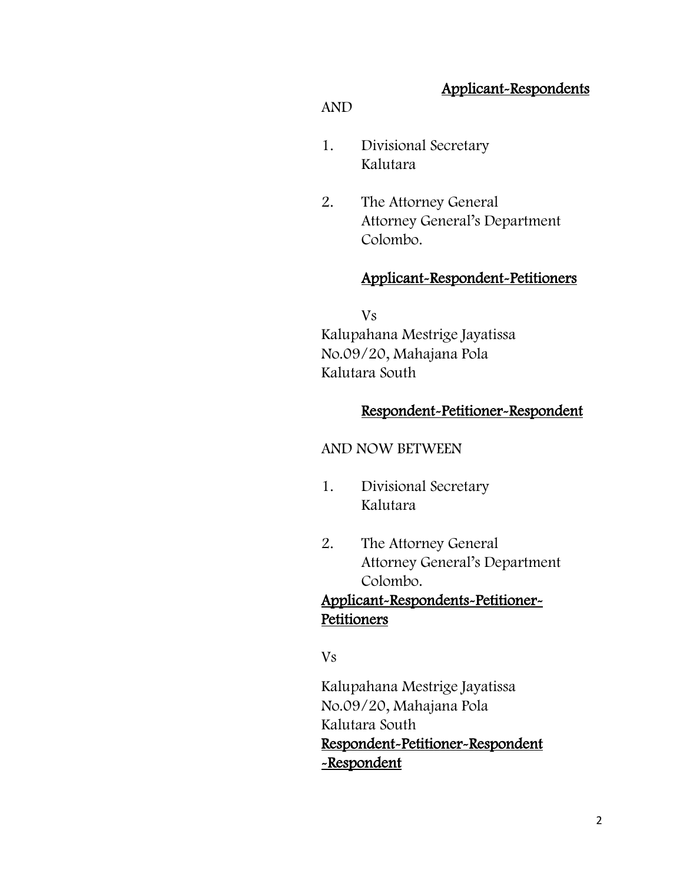<u>Applicant-Respondents</u>

AND

1. Divisional Secretary
   Kalutara

2. The Attorney General
   Attorney General's Department
   Colombo.

<u>Applicant-Respondent-Petitioners</u>

Vs

Kalupahana Mestrige Jayatissa
No.09/20, Mahajana Pola
Kalutara South

<u>Respondent-Petitioner-Respondent</u>

AND NOW BETWEEN

1. Divisional Secretary
   Kalutara

2. The Attorney General
   Attorney General's Department
   Colombo.

<u>Applicant-Respondents-Petitioner-Petitioners</u>

Vs

Kalupahana Mestrige Jayatissa
No.09/20, Mahajana Pola
Kalutara South

<u>Respondent-Petitioner-Respondent-Respondent</u>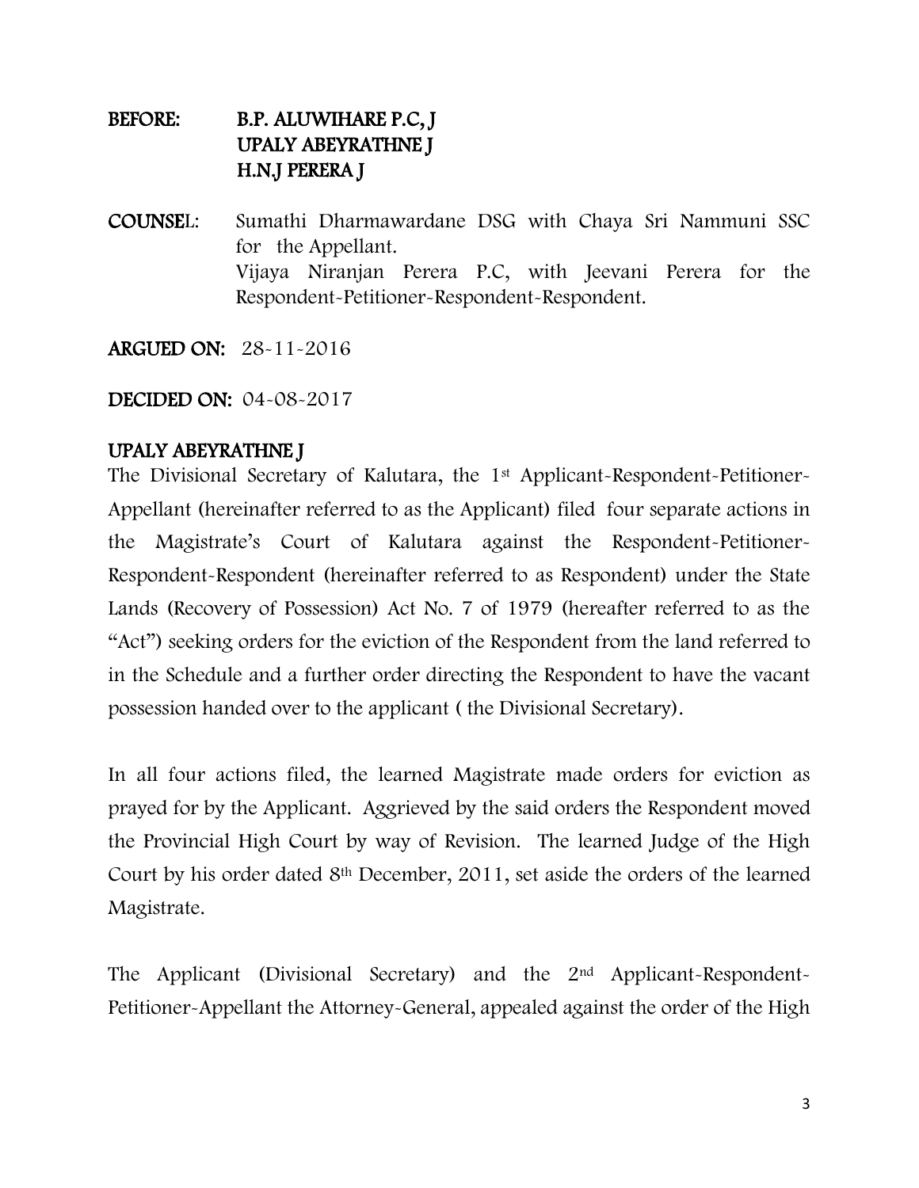**BEFORE:** **B.P. ALUWIHARE P.C, J**
**UPALY ABEYRATHNE J**
**H.N.J PERERA J**

**COUNSEL:** Sumathi Dharmawardane DSG with Chaya Sri Nammuni SSC for the Appellant.
Vijaya Niranjan Perera P.C, with Jeevani Perera for the Respondent-Petitioner-Respondent-Respondent.

**ARGUED ON:** 28-11-2016

**DECIDED ON:** 04-08-2017

**UPALY ABEYRATHNE J**

The Divisional Secretary of Kalutara, the 1st Applicant-Respondent-Petitioner-Appellant (hereinafter referred to as the Applicant) filed four separate actions in the Magistrate's Court of Kalutara against the Respondent-Petitioner-Respondent-Respondent (hereinafter referred to as Respondent) under the State Lands (Recovery of Possession) Act No. 7 of 1979 (hereafter referred to as the "Act") seeking orders for the eviction of the Respondent from the land referred to in the Schedule and a further order directing the Respondent to have the vacant possession handed over to the applicant ( the Divisional Secretary).

In all four actions filed, the learned Magistrate made orders for eviction as prayed for by the Applicant. Aggrieved by the said orders the Respondent moved the Provincial High Court by way of Revision. The learned Judge of the High Court by his order dated 8th December, 2011, set aside the orders of the learned Magistrate.

The Applicant (Divisional Secretary) and the 2nd Applicant-Respondent-Petitioner-Appellant the Attorney-General, appealed against the order of the High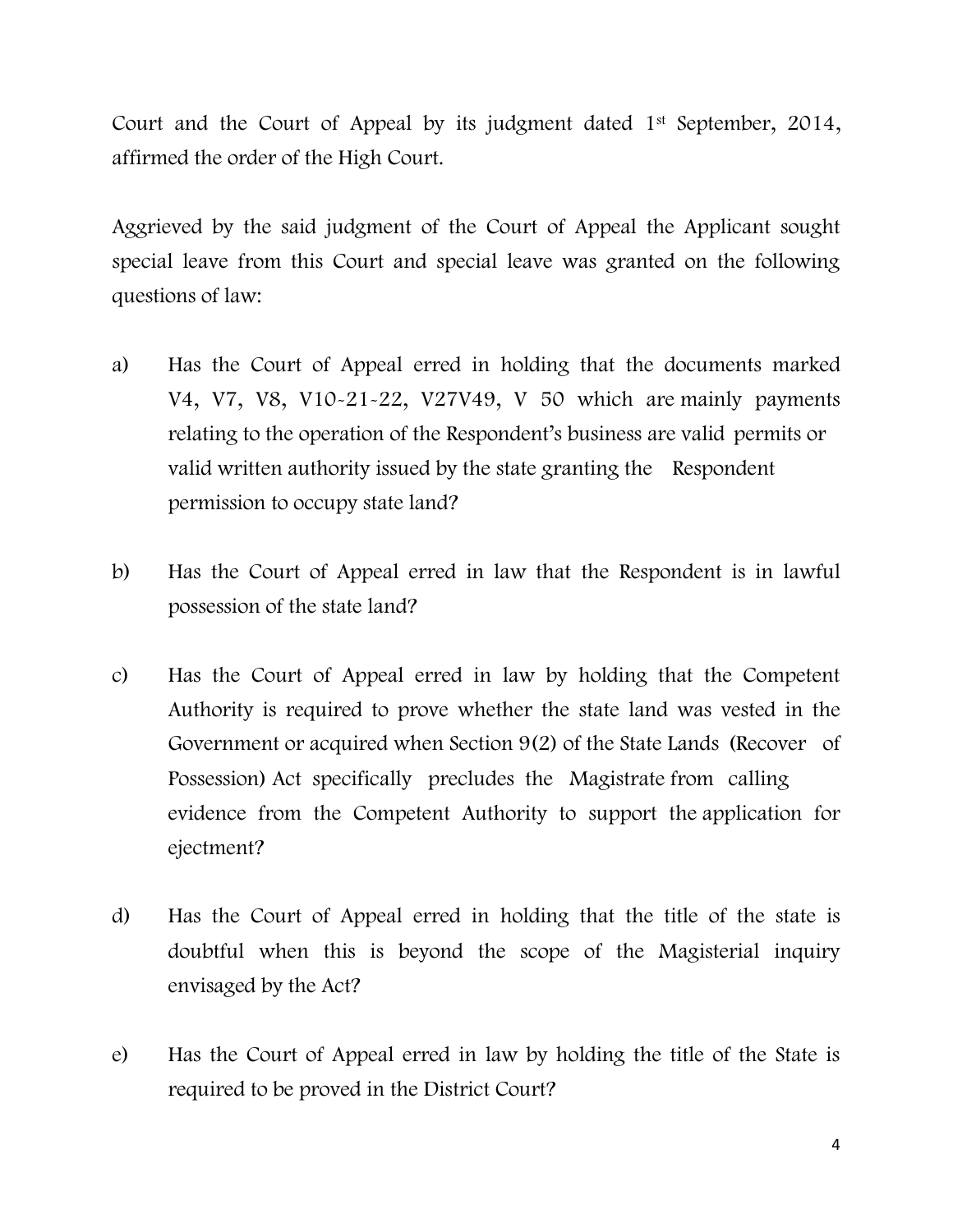Court and the Court of Appeal by its judgment dated 1st September, 2014, affirmed the order of the High Court.

Aggrieved by the said judgment of the Court of Appeal the Applicant sought special leave from this Court and special leave was granted on the following questions of law:

a) Has the Court of Appeal erred in holding that the documents marked V4, V7, V8, V10-21-22, V27V49, V 50 which are mainly payments relating to the operation of the Respondent's business are valid permits or valid written authority issued by the state granting the Respondent permission to occupy state land?

b) Has the Court of Appeal erred in law that the Respondent is in lawful possession of the state land?

c) Has the Court of Appeal erred in law by holding that the Competent Authority is required to prove whether the state land was vested in the Government or acquired when Section 9(2) of the State Lands (Recover of Possession) Act specifically precludes the Magistrate from calling evidence from the Competent Authority to support the application for ejectment?

d) Has the Court of Appeal erred in holding that the title of the state is doubtful when this is beyond the scope of the Magisterial inquiry envisaged by the Act?

e) Has the Court of Appeal erred in law by holding the title of the State is required to be proved in the District Court?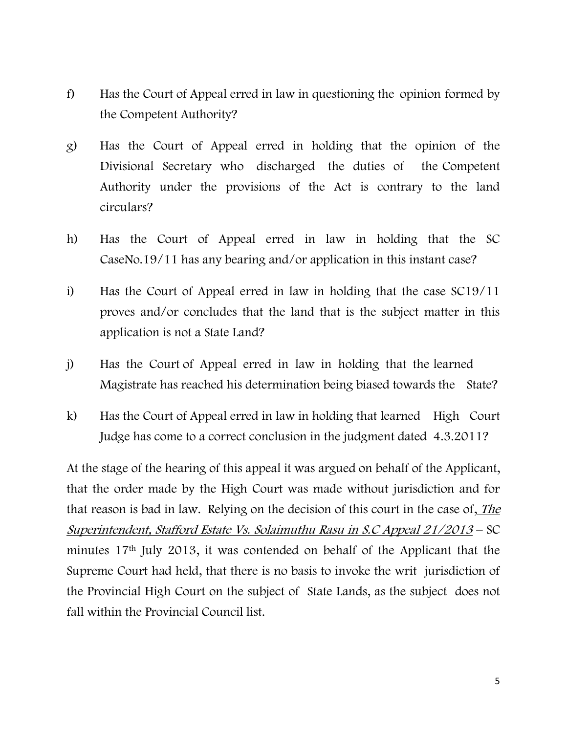f) Has the Court of Appeal erred in law in questioning the opinion formed by the Competent Authority?

g) Has the Court of Appeal erred in holding that the opinion of the Divisional Secretary who discharged the duties of the Competent Authority under the provisions of the Act is contrary to the land circulars?

h) Has the Court of Appeal erred in law in holding that the SC CaseNo.19/11 has any bearing and/or application in this instant case?

i) Has the Court of Appeal erred in law in holding that the case SC19/11 proves and/or concludes that the land that is the subject matter in this application is not a State Land?

j) Has the Court of Appeal erred in law in holding that the learned Magistrate has reached his determination being biased towards the State?

k) Has the Court of Appeal erred in law in holding that learned High Court Judge has come to a correct conclusion in the judgment dated 4.3.2011?

At the stage of the hearing of this appeal it was argued on behalf of the Applicant, that the order made by the High Court was made without jurisdiction and for that reason is bad in law. Relying on the decision of this court in the case of, *The Superintendent, Stafford Estate Vs. Solaimuthu Rasu in S.C Appeal 21/2013* – SC minutes 17th July 2013, it was contended on behalf of the Applicant that the Supreme Court had held, that there is no basis to invoke the writ jurisdiction of the Provincial High Court on the subject of State Lands, as the subject does not fall within the Provincial Council list.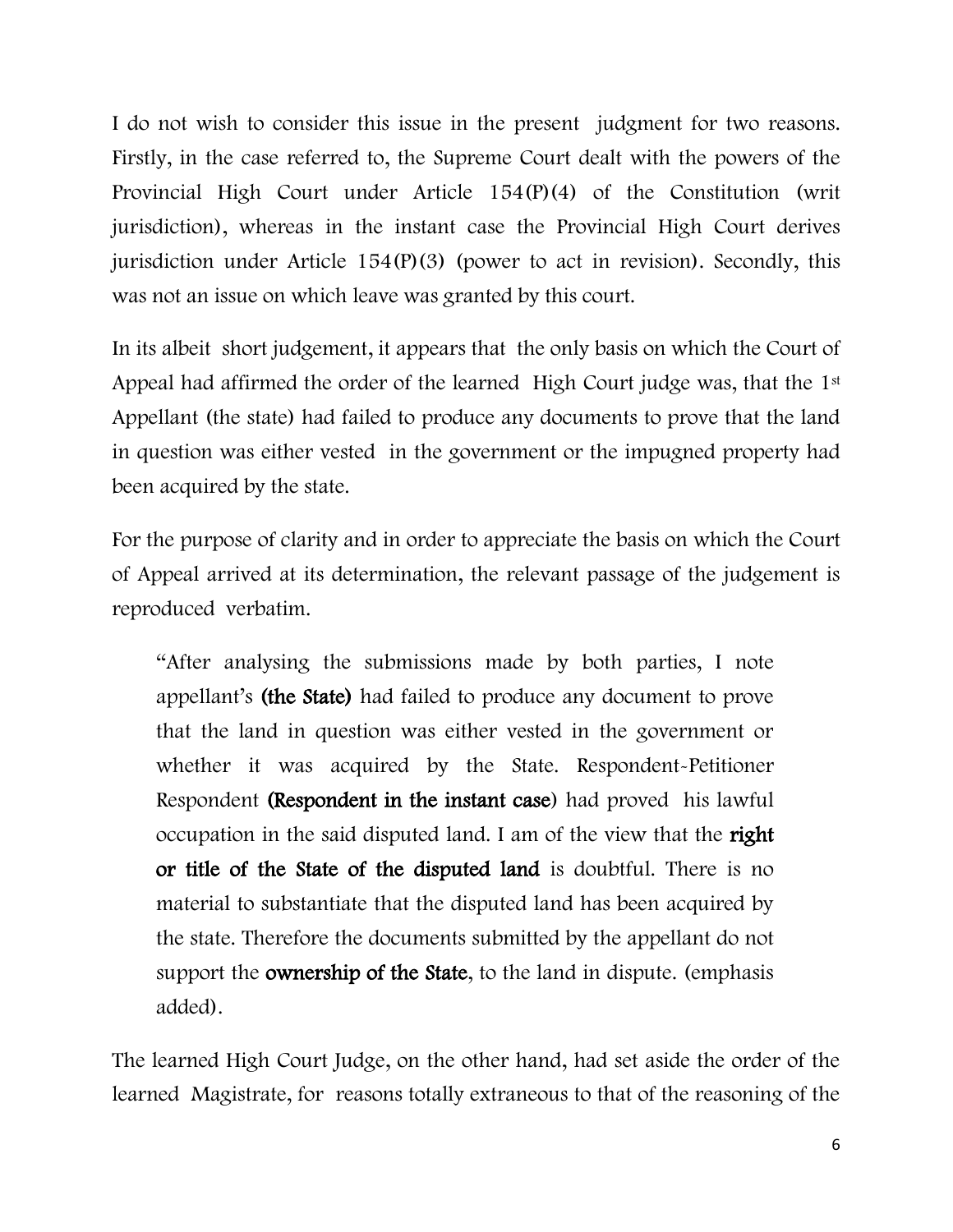I do not wish to consider this issue in the present judgment for two reasons. Firstly, in the case referred to, the Supreme Court dealt with the powers of the Provincial High Court under Article 154(P)(4) of the Constitution (writ jurisdiction), whereas in the instant case the Provincial High Court derives jurisdiction under Article 154(P)(3) (power to act in revision). Secondly, this was not an issue on which leave was granted by this court.

In its albeit short judgement, it appears that the only basis on which the Court of Appeal had affirmed the order of the learned High Court judge was, that the 1st Appellant (the state) had failed to produce any documents to prove that the land in question was either vested in the government or the impugned property had been acquired by the state.

For the purpose of clarity and in order to appreciate the basis on which the Court of Appeal arrived at its determination, the relevant passage of the judgement is reproduced verbatim.

> "After analysing the submissions made by both parties, I note appellant's **(the State)** had failed to produce any document to prove that the land in question was either vested in the government or whether it was acquired by the State. Respondent-Petitioner Respondent **(Respondent in the instant case)** had proved his lawful occupation in the said disputed land. I am of the view that the **right or title of the State of the disputed land** is doubtful. There is no material to substantiate that the disputed land has been acquired by the state. Therefore the documents submitted by the appellant do not support the **ownership of the State**, to the land in dispute. (emphasis added).

The learned High Court Judge, on the other hand, had set aside the order of the learned Magistrate, for reasons totally extraneous to that of the reasoning of the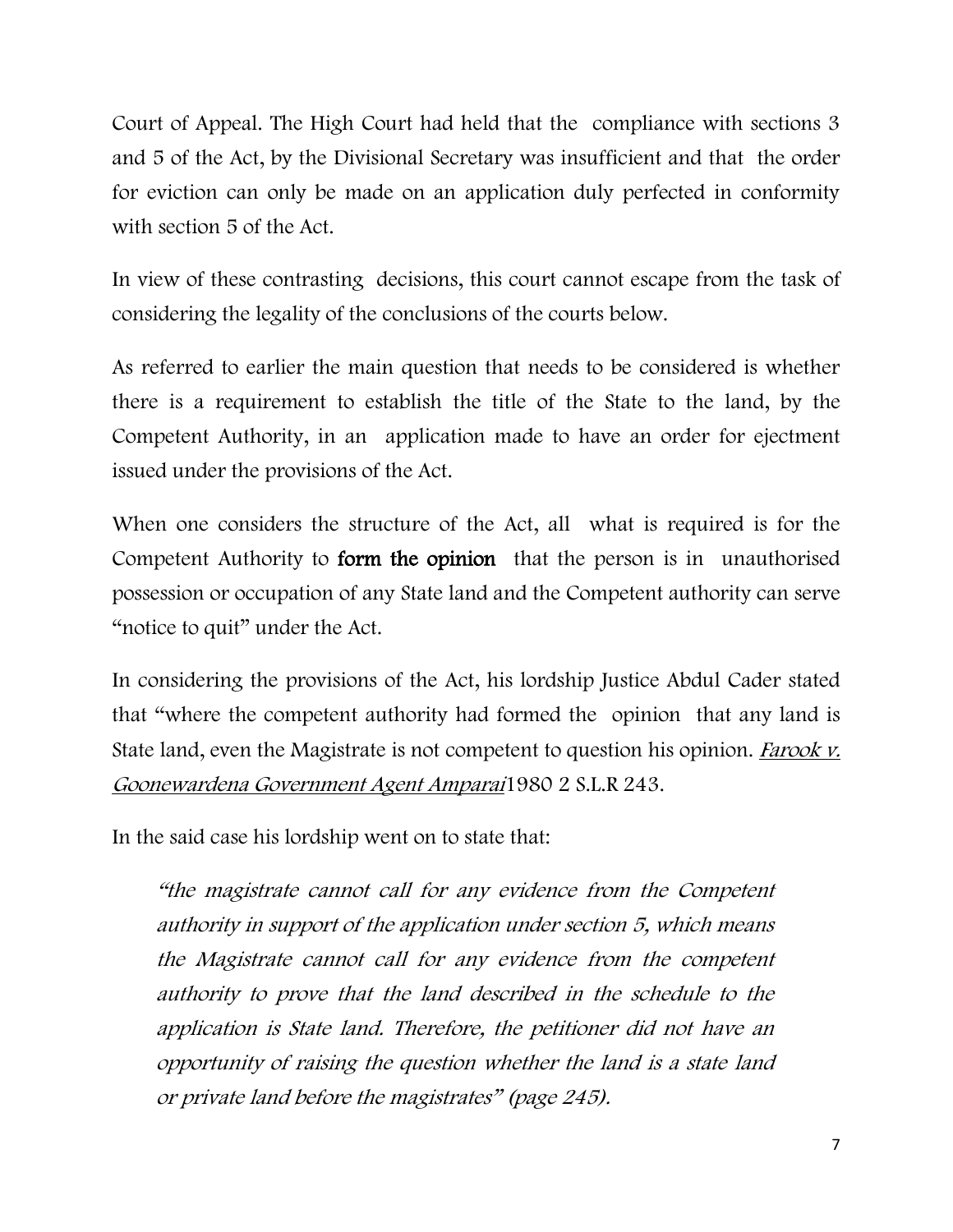Court of Appeal. The High Court had held that the compliance with sections 3 and 5 of the Act, by the Divisional Secretary was insufficient and that the order for eviction can only be made on an application duly perfected in conformity with section 5 of the Act.

In view of these contrasting decisions, this court cannot escape from the task of considering the legality of the conclusions of the courts below.

As referred to earlier the main question that needs to be considered is whether there is a requirement to establish the title of the State to the land, by the Competent Authority, in an application made to have an order for ejectment issued under the provisions of the Act.

When one considers the structure of the Act, all what is required is for the Competent Authority to **form the opinion** that the person is in unauthorised possession or occupation of any State land and the Competent authority can serve "notice to quit" under the Act.

In considering the provisions of the Act, his lordship Justice Abdul Cader stated that "where the competent authority had formed the opinion that any land is State land, even the Magistrate is not competent to question his opinion. *Farook v. Goonewardena Government Agent Amparai* 1980 2 S.L.R 243.

In the said case his lordship went on to state that:

> *"the magistrate cannot call for any evidence from the Competent authority in support of the application under section 5, which means the Magistrate cannot call for any evidence from the competent authority to prove that the land described in the schedule to the application is State land. Therefore, the petitioner did not have an opportunity of raising the question whether the land is a state land or private land before the magistrates" (page 245).*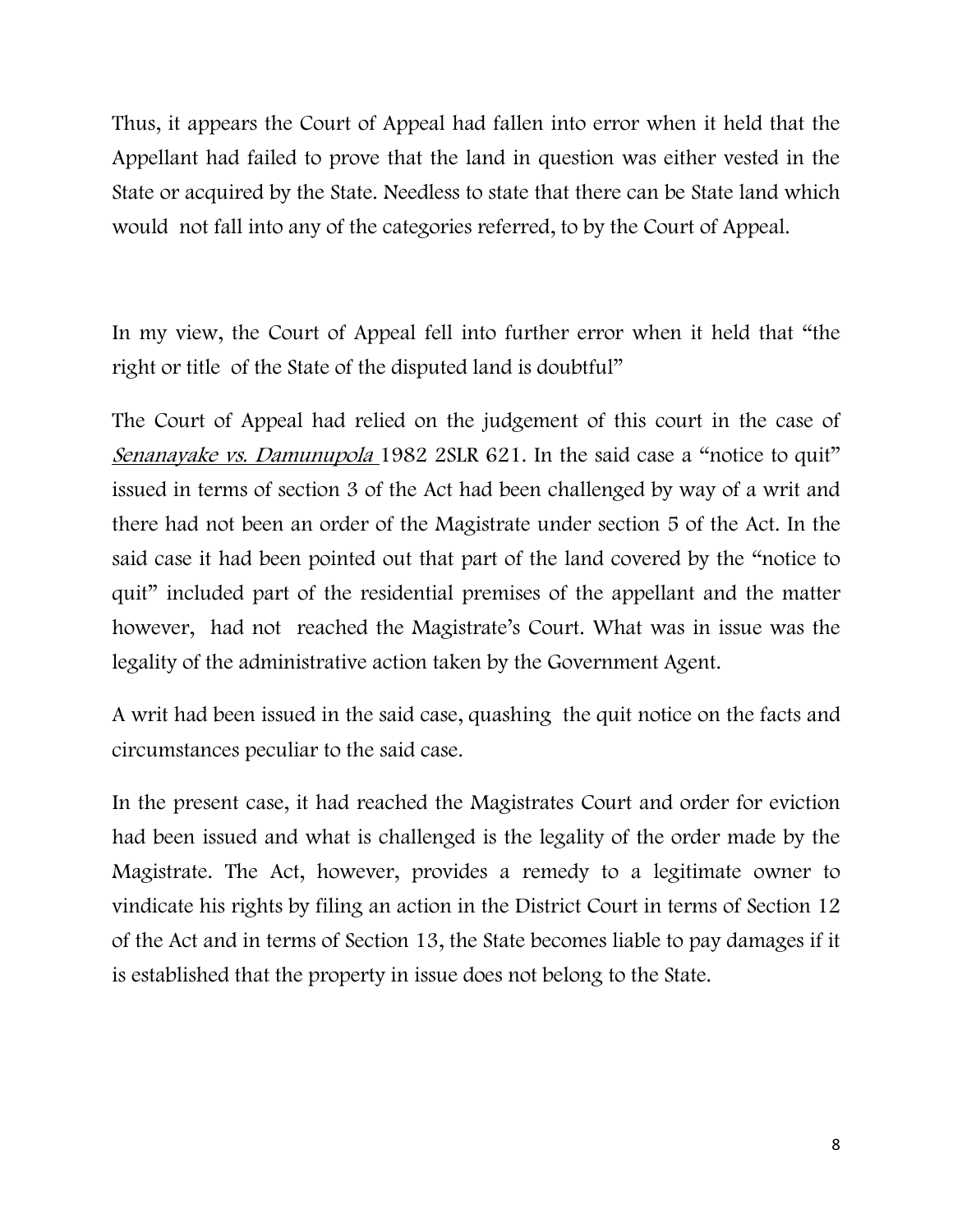Thus, it appears the Court of Appeal had fallen into error when it held that the Appellant had failed to prove that the land in question was either vested in the State or acquired by the State. Needless to state that there can be State land which would not fall into any of the categories referred, to by the Court of Appeal.

In my view, the Court of Appeal fell into further error when it held that "the right or title of the State of the disputed land is doubtful"

The Court of Appeal had relied on the judgement of this court in the case of *Senanayake vs. Damunupola* 1982 2SLR 621. In the said case a "notice to quit" issued in terms of section 3 of the Act had been challenged by way of a writ and there had not been an order of the Magistrate under section 5 of the Act. In the said case it had been pointed out that part of the land covered by the "notice to quit" included part of the residential premises of the appellant and the matter however, had not reached the Magistrate's Court. What was in issue was the legality of the administrative action taken by the Government Agent.

A writ had been issued in the said case, quashing the quit notice on the facts and circumstances peculiar to the said case.

In the present case, it had reached the Magistrates Court and order for eviction had been issued and what is challenged is the legality of the order made by the Magistrate. The Act, however, provides a remedy to a legitimate owner to vindicate his rights by filing an action in the District Court in terms of Section 12 of the Act and in terms of Section 13, the State becomes liable to pay damages if it is established that the property in issue does not belong to the State.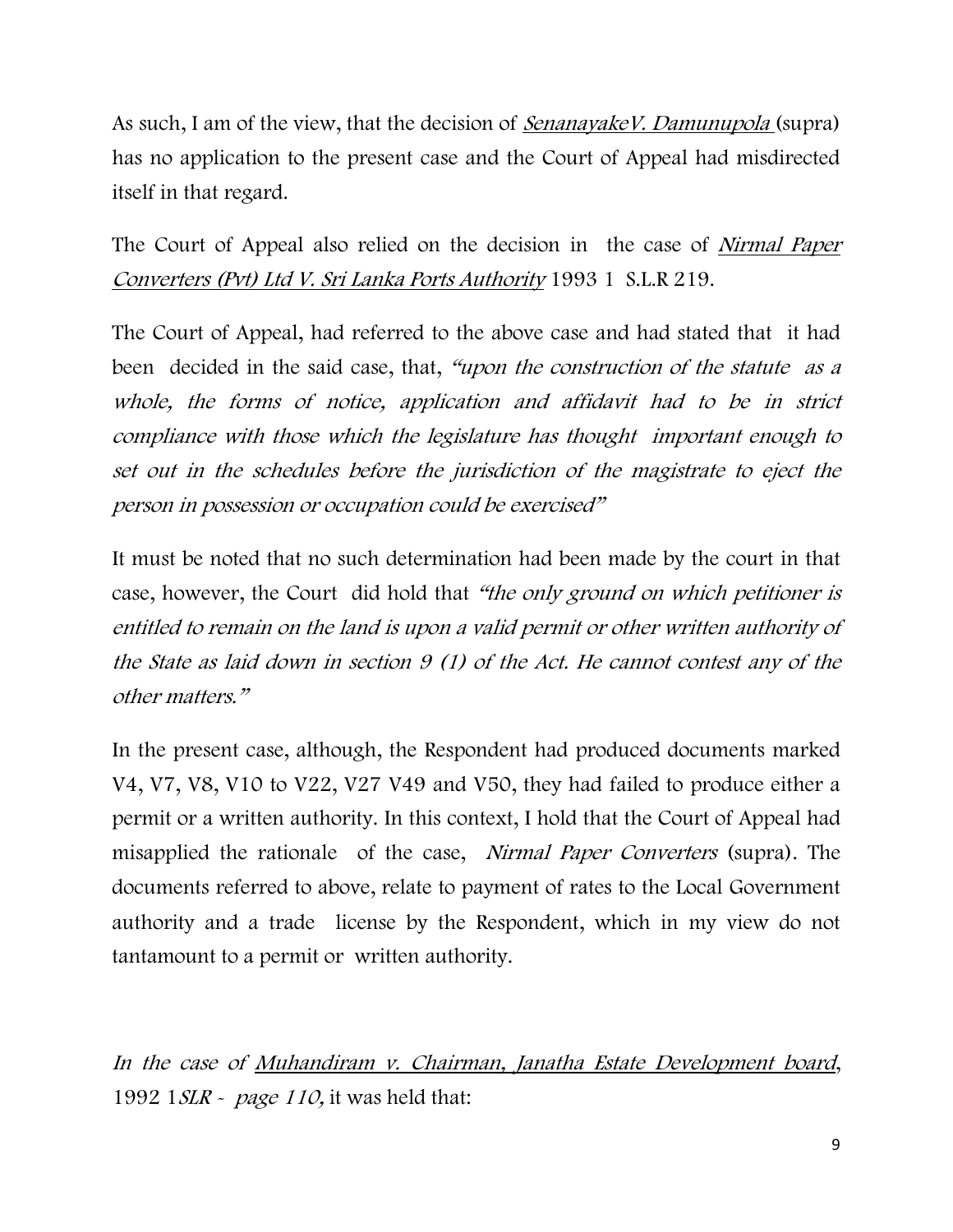As such, I am of the view, that the decision of *SenanayakeV. Damunupola* (supra) has no application to the present case and the Court of Appeal had misdirected itself in that regard.

The Court of Appeal also relied on the decision in the case of *Nirmal Paper Converters (Pvt) Ltd V. Sri Lanka Ports Authority* 1993 1 S.L.R 219.

The Court of Appeal, had referred to the above case and had stated that it had been decided in the said case, that, *"upon the construction of the statute as a whole, the forms of notice, application and affidavit had to be in strict compliance with those which the legislature has thought important enough to set out in the schedules before the jurisdiction of the magistrate to eject the person in possession or occupation could be exercised"*

It must be noted that no such determination had been made by the court in that case, however, the Court did hold that *"the only ground on which petitioner is entitled to remain on the land is upon a valid permit or other written authority of the State as laid down in section 9 (1) of the Act. He cannot contest any of the other matters."*

In the present case, although, the Respondent had produced documents marked V4, V7, V8, V10 to V22, V27 V49 and V50, they had failed to produce either a permit or a written authority. In this context, I hold that the Court of Appeal had misapplied the rationale of the case, *Nirmal Paper Converters* (supra). The documents referred to above, relate to payment of rates to the Local Government authority and a trade license by the Respondent, which in my view do not tantamount to a permit or written authority.

*In the case of Muhandiram v. Chairman, Janatha Estate Development board*, 1992 1*SLR - page 110,* it was held that: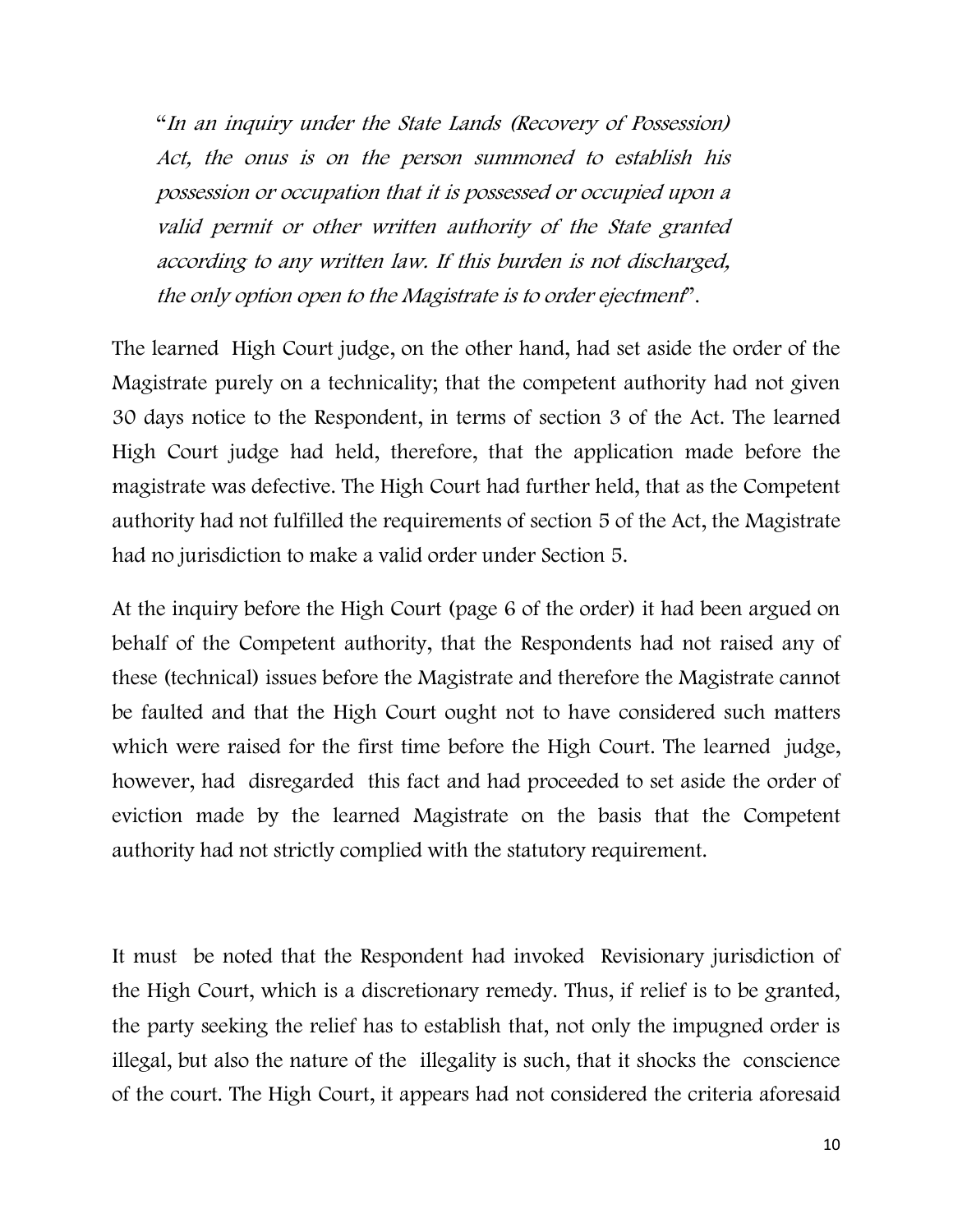"*In an inquiry under the State Lands (Recovery of Possession) Act, the onus is on the person summoned to establish his possession or occupation that it is possessed or occupied upon a valid permit or other written authority of the State granted according to any written law. If this burden is not discharged, the only option open to the Magistrate is to order ejectment*".

The learned High Court judge, on the other hand, had set aside the order of the Magistrate purely on a technicality; that the competent authority had not given 30 days notice to the Respondent, in terms of section 3 of the Act. The learned High Court judge had held, therefore, that the application made before the magistrate was defective. The High Court had further held, that as the Competent authority had not fulfilled the requirements of section 5 of the Act, the Magistrate had no jurisdiction to make a valid order under Section 5.

At the inquiry before the High Court (page 6 of the order) it had been argued on behalf of the Competent authority, that the Respondents had not raised any of these (technical) issues before the Magistrate and therefore the Magistrate cannot be faulted and that the High Court ought not to have considered such matters which were raised for the first time before the High Court. The learned judge, however, had disregarded this fact and had proceeded to set aside the order of eviction made by the learned Magistrate on the basis that the Competent authority had not strictly complied with the statutory requirement.

It must be noted that the Respondent had invoked Revisionary jurisdiction of the High Court, which is a discretionary remedy. Thus, if relief is to be granted, the party seeking the relief has to establish that, not only the impugned order is illegal, but also the nature of the illegality is such, that it shocks the conscience of the court. The High Court, it appears had not considered the criteria aforesaid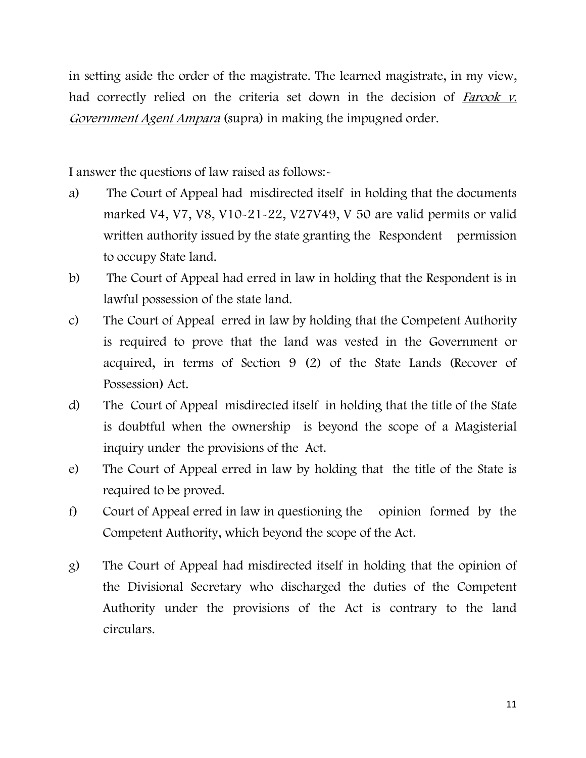in setting aside the order of the magistrate. The learned magistrate, in my view, had correctly relied on the criteria set down in the decision of *Farook v. Government Agent Ampara* (supra) in making the impugned order.

I answer the questions of law raised as follows:-

a) The Court of Appeal had misdirected itself in holding that the documents marked V4, V7, V8, V10-21-22, V27V49, V 50 are valid permits or valid written authority issued by the state granting the Respondent permission to occupy State land.

b) The Court of Appeal had erred in law in holding that the Respondent is in lawful possession of the state land.

c) The Court of Appeal erred in law by holding that the Competent Authority is required to prove that the land was vested in the Government or acquired, in terms of Section 9 (2) of the State Lands (Recover of Possession) Act.

d) The Court of Appeal misdirected itself in holding that the title of the State is doubtful when the ownership is beyond the scope of a Magisterial inquiry under the provisions of the Act.

e) The Court of Appeal erred in law by holding that the title of the State is required to be proved.

f) Court of Appeal erred in law in questioning the opinion formed by the Competent Authority, which beyond the scope of the Act.

g) The Court of Appeal had misdirected itself in holding that the opinion of the Divisional Secretary who discharged the duties of the Competent Authority under the provisions of the Act is contrary to the land circulars.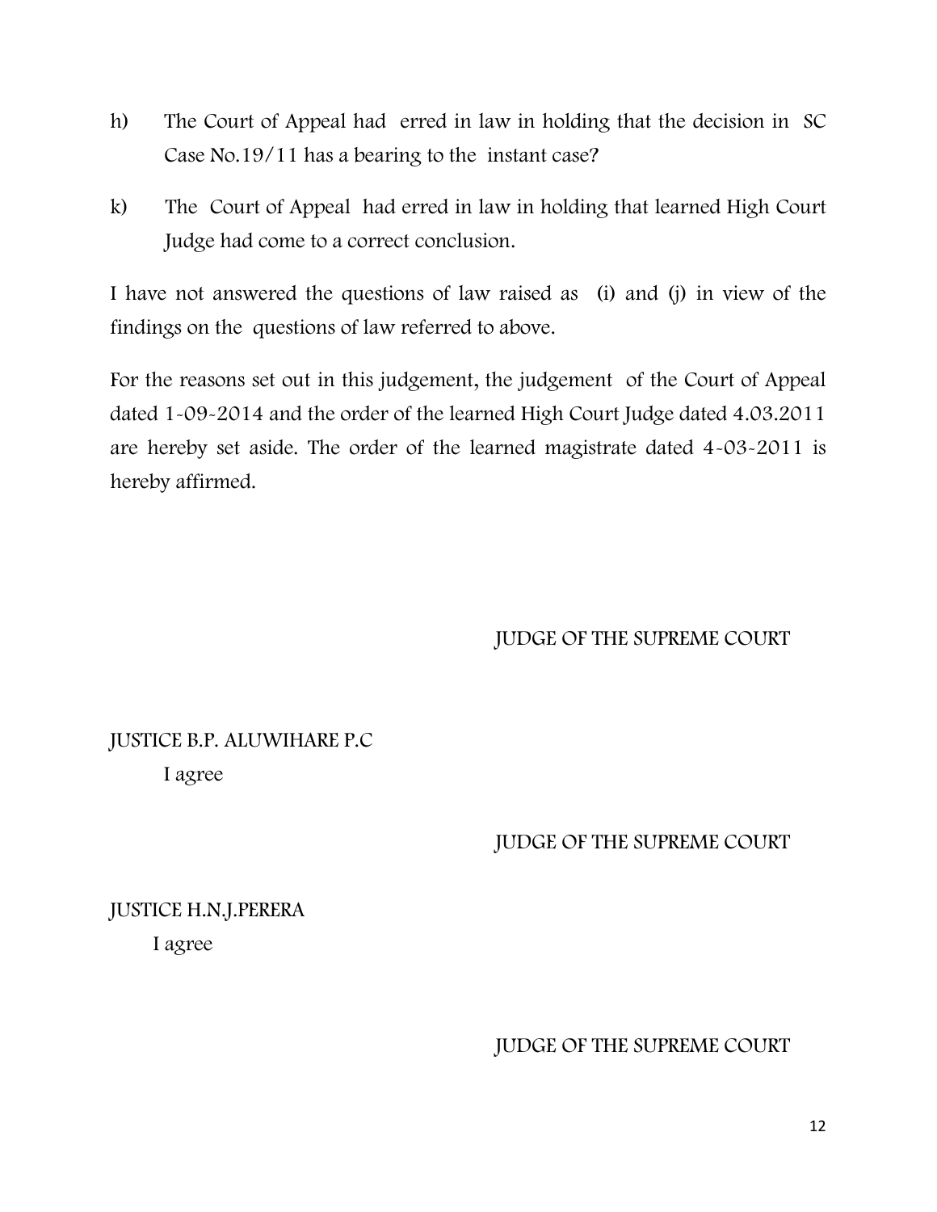h) The Court of Appeal had erred in law in holding that the decision in SC Case No.19/11 has a bearing to the instant case?

k) The Court of Appeal had erred in law in holding that learned High Court Judge had come to a correct conclusion.

I have not answered the questions of law raised as (i) and (j) in view of the findings on the questions of law referred to above.

For the reasons set out in this judgement, the judgement of the Court of Appeal dated 1-09-2014 and the order of the learned High Court Judge dated 4.03.2011 are hereby set aside. The order of the learned magistrate dated 4-03-2011 is hereby affirmed.

JUDGE OF THE SUPREME COURT

JUSTICE B.P. ALUWIHARE P.C

I agree

JUDGE OF THE SUPREME COURT

JUSTICE H.N.J.PERERA

I agree

JUDGE OF THE SUPREME COURT